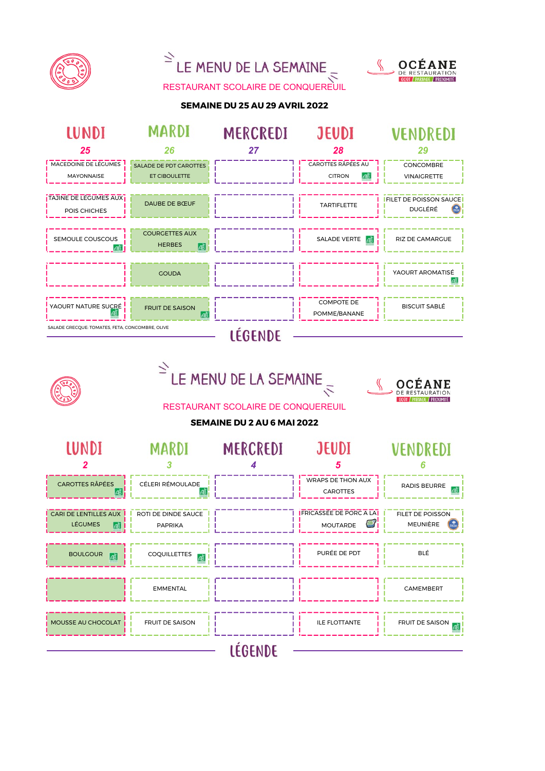# LE MENU DE LA SEMAINE

OCÉANE DE RESTAURATION — GOÛT / PARTAGE / PROXIMITÉ

## RESTAURANT SCOLAIRE DE CONQUEREUIL

**SEMAINE DU 25 AU 29 AVRIL 2022**

| LUNDI 25 | MARDI 26 | MERCREDI 27 | JEUDI 28 | VENDREDI 29 |
|---|---|---|---|---|
| MACEDOINE DE LÉGUMES MAYONNAISE | SALADE DE PDT CAROTTES ET CIBOULETTE | | CAROTTES RÂPÉES AU CITRON (AB) | CONCOMBRE VINAIGRETTE |
| TAJINE DE LÉGUMES AUX POIS CHICHES | DAUBE DE BŒUF | | TARTIFLETTE | FILET DE POISSON SAUCE DUGLÉRÉ |
| SEMOULE COUSCOUS (AB) | COURGETTES AUX HERBES (AB) | | SALADE VERTE (AB) | RIZ DE CAMARGUE |
| | GOUDA | | | YAOURT AROMATISÉ (AB) |
| YAOURT NATURE SUCRÉ (AB) | FRUIT DE SAISON (AB) | | COMPOTE DE POMME/BANANE | BISCUIT SABLÉ |

SALADE GRECQUE: TOMATES, FETA, CONCOMBRE, OLIVE

LÉGENDE

# LE MENU DE LA SEMAINE

OCÉANE DE RESTAURATION — GOÛT / PARTAGE / PROXIMITÉ

## RESTAURANT SCOLAIRE DE CONQUEREUIL

**SEMAINE DU 2 AU 6 MAI 2022**

| LUNDI 2 | MARDI 3 | MERCREDI 4 | JEUDI 5 | VENDREDI 6 |
|---|---|---|---|---|
| CAROTTES RÂPÉES (AB) | CÉLERI RÉMOULADE (AB) | | WRAPS DE THON AUX CAROTTES | RADIS BEURRE (AB) |
| CARI DE LENTILLES AUX LÉGUMES (AB) | ROTI DE DINDE SAUCE PAPRIKA | | FRICASSÉE DE PORC A LA MOUTARDE | FILET DE POISSON MEUNIÈRE |
| BOULGOUR (AB) | COQUILLETTES (AB) | | PURÉE DE PDT | BLÉ |
| | EMMENTAL | | | CAMEMBERT |
| MOUSSE AU CHOCOLAT | FRUIT DE SAISON | | ILE FLOTTANTE | FRUIT DE SAISON (AB) |

LÉGENDE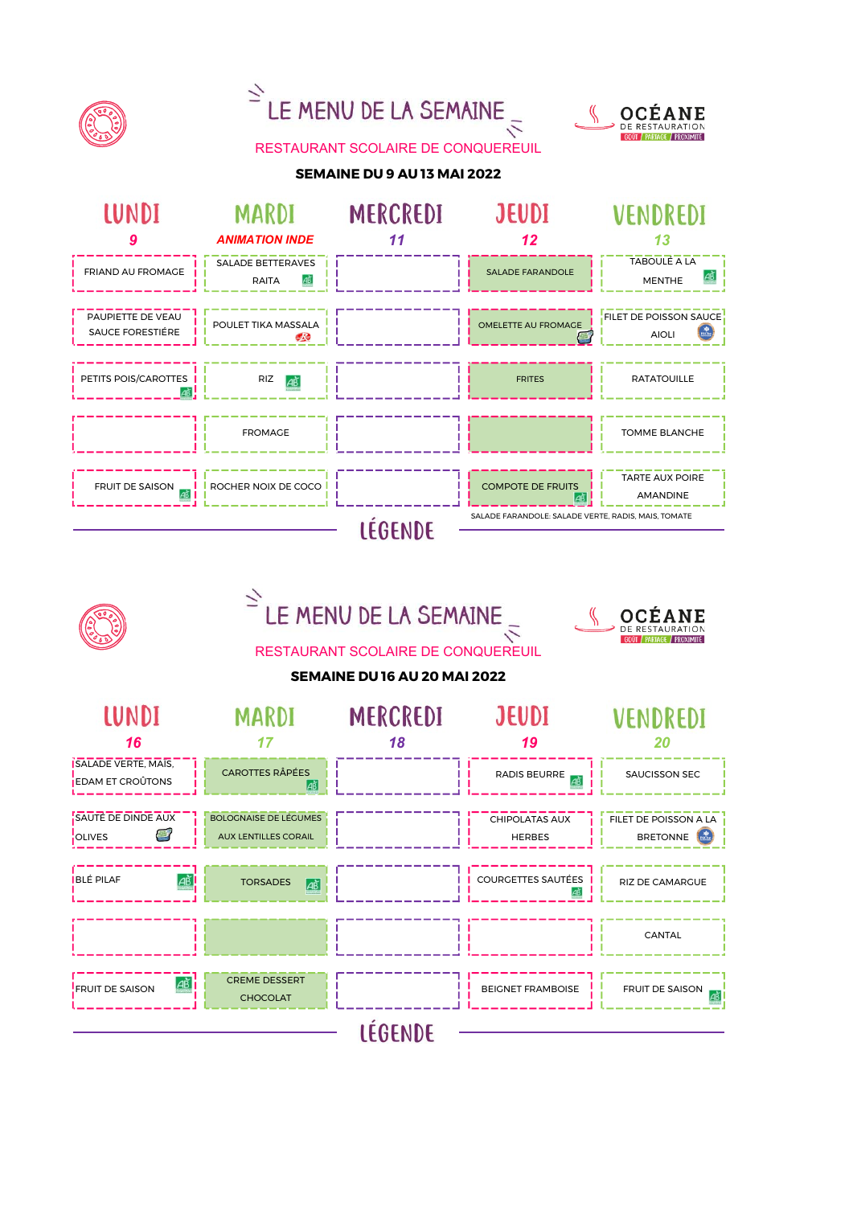# LE MENU DE LA SEMAINE

OCÉANE DE RESTAURATION – GOÛT / PARTAGE / PROXIMITÉ

## RESTAURANT SCOLAIRE DE CONQUEREUIL

### SEMAINE DU 9 AU 13 MAI 2022

| LUNDI 9 | MARDI ANIMATION INDE | MERCREDI 11 | JEUDI 12 | VENDREDI 13 |
|---|---|---|---|---|
| FRIAND AU FROMAGE | SALADE BETTERAVES RAITA (AB) | | SALADE FARANDOLE | TABOULÉ A LA MENTHE (AB) |
| PAUPIETTE DE VEAU SAUCE FORESTIÈRE | POULET TIKA MASSALA | | OMELETTE AU FROMAGE | FILET DE POISSON SAUCE AIOLI |
| PETITS POIS/CAROTTES (AB) | RIZ (AB) | | FRITES | RATATOUILLE |
| | FROMAGE | | | TOMME BLANCHE |
| FRUIT DE SAISON (AB) | ROCHER NOIX DE COCO | | COMPOTE DE FRUITS (AB) | TARTE AUX POIRE AMANDINE |

SALADE FARANDOLE: SALADE VERTE, RADIS, MAIS, TOMATE

LÉGENDE

# LE MENU DE LA SEMAINE

OCÉANE DE RESTAURATION – GOÛT / PARTAGE / PROXIMITÉ

## RESTAURANT SCOLAIRE DE CONQUEREUIL

### SEMAINE DU 16 AU 20 MAI 2022

| LUNDI 16 | MARDI 17 | MERCREDI 18 | JEUDI 19 | VENDREDI 20 |
|---|---|---|---|---|
| SALADE VERTE, MAÏS, EDAM ET CROÛTONS | CAROTTES RÂPÉES (AB) | | RADIS BEURRE (AB) | SAUCISSON SEC |
| SAUTÉ DE DINDE AUX OLIVES | BOLOGNAISE DE LÉGUMES AUX LENTILLES CORAIL | | CHIPOLATAS AUX HERBES | FILET DE POISSON A LA BRETONNE |
| BLÉ PILAF (AB) | TORSADES (AB) | | COURGETTES SAUTÉES (AB) | RIZ DE CAMARGUE |
| | | | | CANTAL |
| FRUIT DE SAISON (AB) | CREME DESSERT CHOCOLAT | | BEIGNET FRAMBOISE | FRUIT DE SAISON (AB) |

LÉGENDE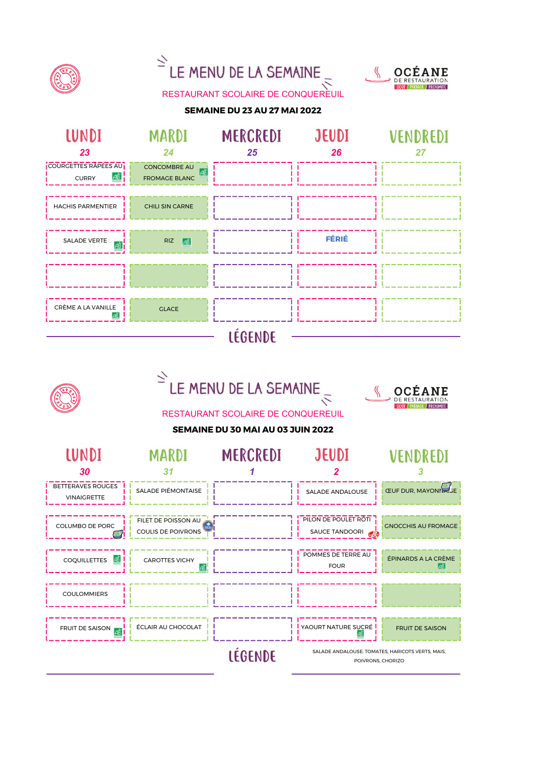# LE MENU DE LA SEMAINE

RESTAURANT SCOLAIRE DE CONQUEREUIL

OCÉANE DE RESTAURATION — GOÛT / PARTAGE / PROXIMITÉ

**SEMAINE DU 23 AU 27 MAI 2022**

| LUNDI 23 | MARDI 24 | MERCREDI 25 | JEUDI 26 | VENDREDI 27 |
|---|---|---|---|---|
| COURGETTES RÂPÉES AU CURRY | CONCOMBRE AU FROMAGE BLANC | | | |
| HACHIS PARMENTIER | CHILI SIN CARNE | | | |
| SALADE VERTE | RIZ | | **FÉRIÉ** | |
| | | | | |
| CRÈME A LA VANILLE | GLACE | | | |

## LÉGENDE

# LE MENU DE LA SEMAINE

RESTAURANT SCOLAIRE DE CONQUEREUIL

OCÉANE DE RESTAURATION — GOÛT / PARTAGE / PROXIMITÉ

**SEMAINE DU 30 MAI AU 03 JUIN 2022**

| LUNDI 30 | MARDI 31 | MERCREDI 1 | JEUDI 2 | VENDREDI 3 |
|---|---|---|---|---|
| BETTERAVES ROUGES VINAIGRETTE | SALADE PIÉMONTAISE | | SALADE ANDALOUSE | ŒUF DUR, MAYONNAISE |
| COLUMBO DE PORC | FILET DE POISSON AU COULIS DE POIVRONS | | PILON DE POULET RÔTI SAUCE TANDOORI | GNOCCHIS AU FROMAGE |
| COQUILLETTES | CAROTTES VICHY | | POMMES DE TERRE AU FOUR | ÉPINARDS A LA CRÈME |
| COULOMMIERS | | | | |
| FRUIT DE SAISON | ÉCLAIR AU CHOCOLAT | | YAOURT NATURE SUCRÉ | FRUIT DE SAISON |

## LÉGENDE

SALADE ANDALOUSE: TOMATES, HARICOTS VERTS, MAIS, POIVRONS, CHORIZO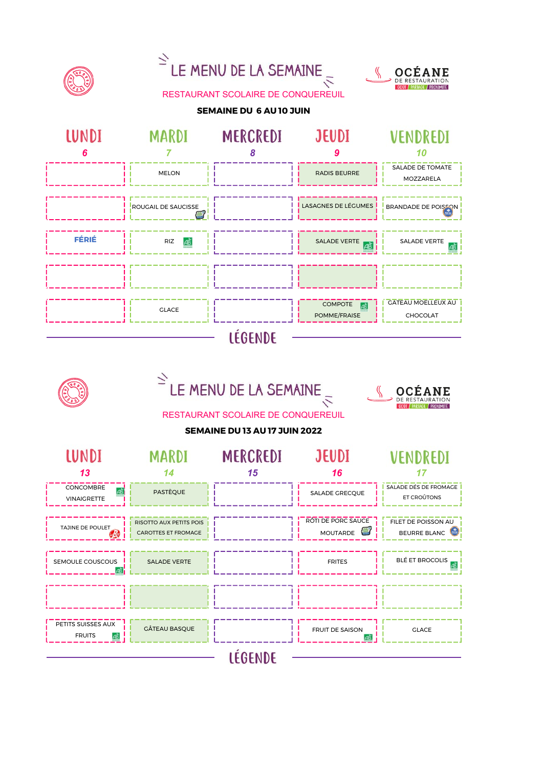# LE MENU DE LA SEMAINE

OCÉANE DE RESTAURATION — GOÛT / PARTAGE / PROXIMITÉ

RESTAURANT SCOLAIRE DE CONQUEREUIL

**SEMAINE DU 6 AU 10 JUIN**

| LUNDI 6 | MARDI 7 | MERCREDI 8 | JEUDI 9 | VENDREDI 10 |
|---|---|---|---|---|
| | MELON | | RADIS BEURRE | SALADE DE TOMATE MOZZARELA |
| | ROUGAIL DE SAUCISSE | | LASAGNES DE LÉGUMES | BRANDADE DE POISSON |
| FÉRIÉ | RIZ (AB) | | SALADE VERTE (AB) | SALADE VERTE (AB) |
| | | | | |
| | GLACE | | COMPOTE POMME/FRAISE (AB) | GÂTEAU MOELLEUX AU CHOCOLAT |

LÉGENDE

# LE MENU DE LA SEMAINE

OCÉANE DE RESTAURATION — GOÛT / PARTAGE / PROXIMITÉ

RESTAURANT SCOLAIRE DE CONQUEREUIL

**SEMAINE DU 13 AU 17 JUIN 2022**

| LUNDI 13 | MARDI 14 | MERCREDI 15 | JEUDI 16 | VENDREDI 17 |
|---|---|---|---|---|
| CONCOMBRE VINAIGRETTE (AB) | PASTÈQUE | | SALADE GRECQUE | SALADE DÉS DE FROMAGE ET CROÛTONS |
| TAJINE DE POULET | RISOTTO AUX PETITS POIS CAROTTES ET FROMAGE | | RÔTI DE PORC SAUCE MOUTARDE | FILET DE POISSON AU BEURRE BLANC |
| SEMOULE COUSCOUS (AB) | SALADE VERTE | | FRITES | BLÉ ET BROCOLIS (AB) |
| | | | | |
| PETITS SUISSES AUX FRUITS (AB) | GÂTEAU BASQUE | | FRUIT DE SAISON (AB) | GLACE |

LÉGENDE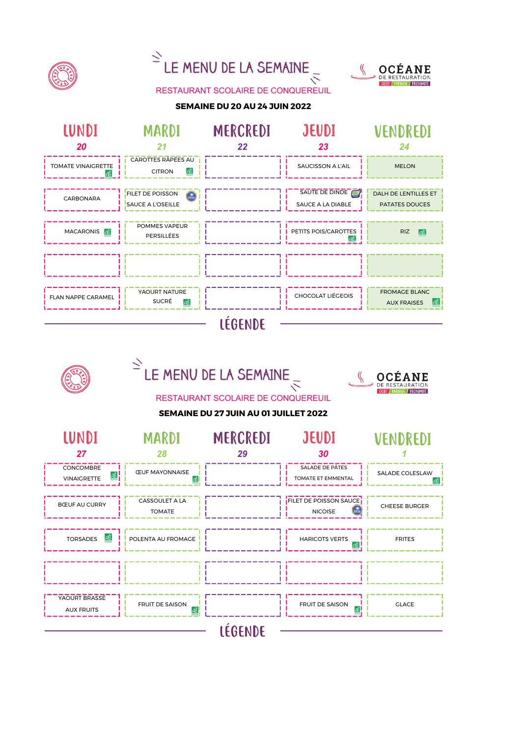# LE MENU DE LA SEMAINE

OCÉANE DE RESTAURATION — GOÛT / PARTAGE / PROXIMITÉ

RESTAURANT SCOLAIRE DE CONQUEREUIL

**SEMAINE DU 20 AU 24 JUIN 2022**

| LUNDI 20 | MARDI 21 | MERCREDI 22 | JEUDI 23 | VENDREDI 24 |
|---|---|---|---|---|
| TOMATE VINAIGRETTE (AB) | CAROTTES RÂPÉES AU CITRON (AB) | | SAUCISSON A L'AIL | MELON |
| CARBONARA | FILET DE POISSON SAUCE A L'OSEILLE | | SAUTÉ DE DINDE SAUCE A LA DIABLE | DALH DE LENTILLES ET PATATES DOUCES |
| MACARONIS (AB) | POMMES VAPEUR PERSILLÉES | | PETITS POIS/CAROTTES (AB) | RIZ (AB) |
| | | | | |
| FLAN NAPPE CARAMEL | YAOURT NATURE SUCRÉ (AB) | | CHOCOLAT LIÉGEOIS | FROMAGE BLANC AUX FRAISES (AB) |

LÉGENDE

# LE MENU DE LA SEMAINE

OCÉANE DE RESTAURATION — GOÛT / PARTAGE / PROXIMITÉ

RESTAURANT SCOLAIRE DE CONQUEREUIL

**SEMAINE DU 27 JUIN AU 01 JUILLET 2022**

| LUNDI 27 | MARDI 28 | MERCREDI 29 | JEUDI 30 | VENDREDI 1 |
|---|---|---|---|---|
| CONCOMBRE VINAIGRETTE (AB) | ŒUF MAYONNAISE (AB) | | SALADE DE PÂTES TOMATE ET EMMENTAL | SALADE COLESLAW (AB) |
| BŒUF AU CURRY | CASSOULET A LA TOMATE | | FILET DE POISSON SAUCE NICOISE | CHEESE BURGER |
| TORSADES (AB) | POLENTA AU FROMAGE | | HARICOTS VERTS (AB) | FRITES |
| | | | | |
| YAOURT BRASSE AUX FRUITS | FRUIT DE SAISON (AB) | | FRUIT DE SAISON (AB) | GLACE |

LÉGENDE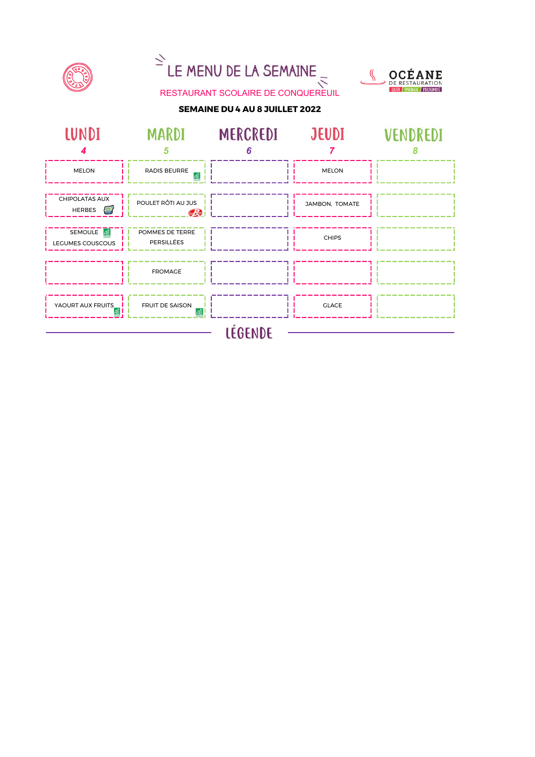# LE MENU DE LA SEMAINE

RESTAURANT SCOLAIRE DE CONQUEREUIL

OCÉANE DE RESTAURATION — GOÛT / PARTAGE / PROXIMITÉ

**SEMAINE DU 4 AU 8 JUILLET 2022**

| LUNDI 4 | MARDI 5 | MERCREDI 6 | JEUDI 7 | VENDREDI 8 |
|---|---|---|---|---|
| MELON | RADIS BEURRE | | MELON | |
| CHIPOLATAS AUX HERBES | POULET RÔTI AU JUS | | JAMBON, TOMATE | |
| SEMOULE LEGUMES COUSCOUS | POMMES DE TERRE PERSILLÉES | | CHIPS | |
| | FROMAGE | | | |
| YAOURT AUX FRUITS | FRUIT DE SAISON | | GLACE | |

## LÉGENDE